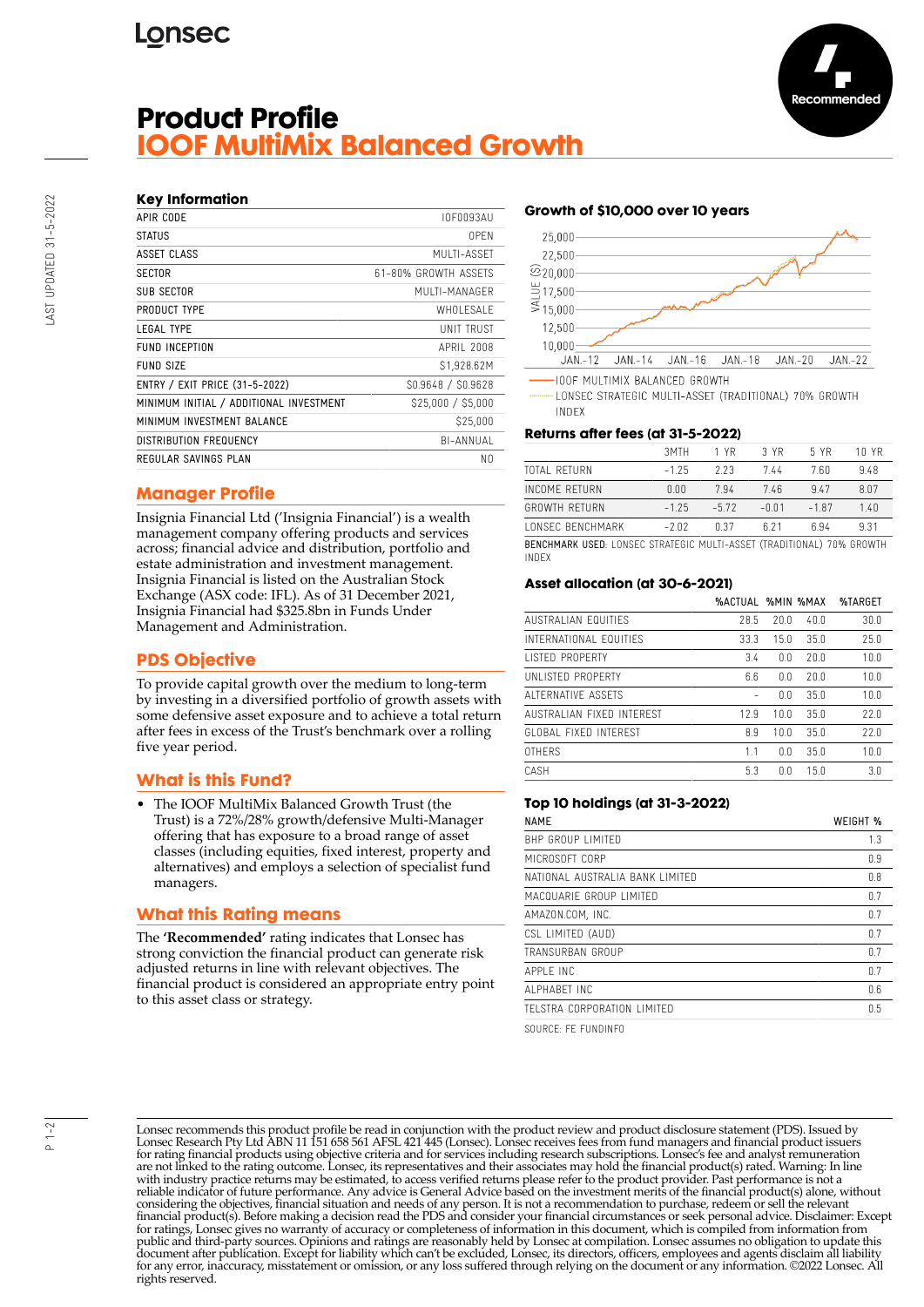Lonsec

Recommended

# Product Profile
# IOOF MultiMix Balanced Growth

LAST UPDATED 31-5-2022

## Key Information

| | |
|---|---|
| APIR CODE | IOF0093AU |
| STATUS | OPEN |
| ASSET CLASS | MULTI-ASSET |
| SECTOR | 61-80% GROWTH ASSETS |
| SUB SECTOR | MULTI-MANAGER |
| PRODUCT TYPE | WHOLESALE |
| LEGAL TYPE | UNIT TRUST |
| FUND INCEPTION | APRIL 2008 |
| FUND SIZE | $1,928.62M |
| ENTRY / EXIT PRICE (31-5-2022) | $0.9648 / $0.9628 |
| MINIMUM INITIAL / ADDITIONAL INVESTMENT | $25,000 / $5,000 |
| MINIMUM INVESTMENT BALANCE | $25,000 |
| DISTRIBUTION FREQUENCY | BI-ANNUAL |
| REGULAR SAVINGS PLAN | NO |

## Manager Profile

Insignia Financial Ltd ('Insignia Financial') is a wealth management company offering products and services across; financial advice and distribution, portfolio and estate administration and investment management. Insignia Financial is listed on the Australian Stock Exchange (ASX code: IFL). As of 31 December 2021, Insignia Financial had $325.8bn in Funds Under Management and Administration.

## PDS Objective

To provide capital growth over the medium to long-term by investing in a diversified portfolio of growth assets with some defensive asset exposure and to achieve a total return after fees in excess of the Trust's benchmark over a rolling five year period.

## What is this Fund?

- The IOOF MultiMix Balanced Growth Trust (the Trust) is a 72%/28% growth/defensive Multi-Manager offering that has exposure to a broad range of asset classes (including equities, fixed interest, property and alternatives) and employs a selection of specialist fund managers.

## What this Rating means

The **'Recommended'** rating indicates that Lonsec has strong conviction the financial product can generate risk adjusted returns in line with relevant objectives. The financial product is considered an appropriate entry point to this asset class or strategy.

## Growth of $10,000 over 10 years

—IOOF MULTIMIX BALANCED GROWTH
···· LONSEC STRATEGIC MULTI-ASSET (TRADITIONAL) 70% GROWTH INDEX

## Returns after fees (at 31-5-2022)

| | 3MTH | 1 YR | 3 YR | 5 YR | 10 YR |
|---|---|---|---|---|---|
| TOTAL RETURN | -1.25 | 2.23 | 7.44 | 7.60 | 9.48 |
| INCOME RETURN | 0.00 | 7.94 | 7.46 | 9.47 | 8.07 |
| GROWTH RETURN | -1.25 | -5.72 | -0.01 | -1.87 | 1.40 |
| LONSEC BENCHMARK | -2.02 | 0.37 | 6.21 | 6.94 | 9.31 |

BENCHMARK USED: LONSEC STRATEGIC MULTI-ASSET (TRADITIONAL) 70% GROWTH INDEX

## Asset allocation (at 30-6-2021)

| | %ACTUAL | %MIN | %MAX | %TARGET |
|---|---|---|---|---|
| AUSTRALIAN EQUITIES | 28.5 | 20.0 | 40.0 | 30.0 |
| INTERNATIONAL EQUITIES | 33.3 | 15.0 | 35.0 | 25.0 |
| LISTED PROPERTY | 3.4 | 0.0 | 20.0 | 10.0 |
| UNLISTED PROPERTY | 6.6 | 0.0 | 20.0 | 10.0 |
| ALTERNATIVE ASSETS | - | 0.0 | 35.0 | 10.0 |
| AUSTRALIAN FIXED INTEREST | 12.9 | 10.0 | 35.0 | 22.0 |
| GLOBAL FIXED INTEREST | 8.9 | 10.0 | 35.0 | 22.0 |
| OTHERS | 1.1 | 0.0 | 35.0 | 10.0 |
| CASH | 5.3 | 0.0 | 15.0 | 3.0 |

## Top 10 holdings (at 31-3-2022)

| NAME | WEIGHT % |
|---|---|
| BHP GROUP LIMITED | 1.3 |
| MICROSOFT CORP | 0.9 |
| NATIONAL AUSTRALIA BANK LIMITED | 0.8 |
| MACQUARIE GROUP LIMITED | 0.7 |
| AMAZON.COM, INC. | 0.7 |
| CSL LIMITED (AUD) | 0.7 |
| TRANSURBAN GROUP | 0.7 |
| APPLE INC | 0.7 |
| ALPHABET INC | 0.6 |
| TELSTRA CORPORATION LIMITED | 0.5 |

SOURCE: FE FUNDINFO

Lonsec recommends this product profile be read in conjunction with the product review and product disclosure statement (PDS). Issued by Lonsec Research Pty Ltd ABN 11 151 658 561 AFSL 421 445 (Lonsec). Lonsec receives fees from fund managers and financial product issuers for rating financial products using objective criteria and for services including research subscriptions. Lonsec's fee and analyst remuneration are not linked to the rating outcome. Lonsec, its representatives and their associates may hold the financial product(s) rated. Warning: In line with industry practice returns may be estimated, to access verified returns please refer to the product provider. Past performance is not a reliable indicator of future performance. Any advice is General Advice based on the investment merits of the financial product(s) alone, without considering the objectives, financial situation and needs of any person. It is not a recommendation to purchase, redeem or sell the relevant financial product(s). Before making a decision read the PDS and consider your financial circumstances or seek personal advice. Disclaimer: Except for ratings, Lonsec gives no warranty of accuracy or completeness of information in this document, which is compiled from information from public and third-party sources. Opinions and ratings are reasonably held by Lonsec at compilation. Lonsec assumes no obligation to update this document after publication. Except for liability which can't be excluded, Lonsec, its directors, officers, employees and agents disclaim all liability for any error, inaccuracy, misstatement or omission, or any loss suffered through relying on the document or any information. ©2022 Lonsec. All rights reserved.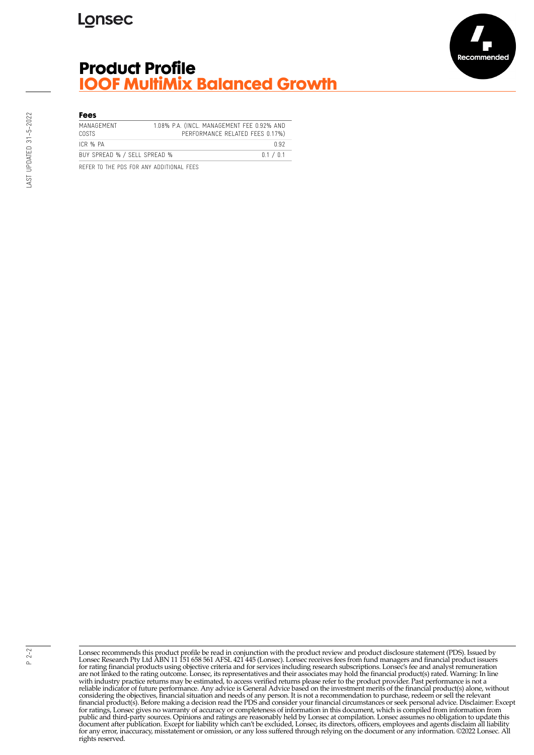# Product Profile
## IOOF MultiMix Balanced Growth

Recommended

### Fees

| | |
|---|---|
| MANAGEMENT COSTS | 1.08% P.A. (INCL. MANAGEMENT FEE 0.92% AND PERFORMANCE RELATED FEES 0.17%) |
| ICR % PA | 0.92 |
| BUY SPREAD % / SELL SPREAD % | 0.1 / 0.1 |

REFER TO THE PDS FOR ANY ADDITIONAL FEES

LAST UPDATED 31-5-2022

Lonsec recommends this product profile be read in conjunction with the product review and product disclosure statement (PDS). Issued by Lonsec Research Pty Ltd ABN 11 151 658 561 AFSL 421 445 (Lonsec). Lonsec receives fees from fund managers and financial product issuers for rating financial products using objective criteria and for services including research subscriptions. Lonsec's fee and analyst remuneration are not linked to the rating outcome. Lonsec, its representatives and their associates may hold the financial product(s) rated. Warning: In line with industry practice returns may be estimated, to access verified returns please refer to the product provider. Past performance is not a reliable indicator of future performance. Any advice is General Advice based on the investment merits of the financial product(s) alone, without considering the objectives, financial situation and needs of any person. It is not a recommendation to purchase, redeem or sell the relevant financial product(s). Before making a decision read the PDS and consider your financial circumstances or seek personal advice. Disclaimer: Except for ratings, Lonsec gives no warranty of accuracy or completeness of information in this document, which is compiled from information from public and third-party sources. Opinions and ratings are reasonably held by Lonsec at compilation. Lonsec assumes no obligation to update this document after publication. Except for liability which can't be excluded, Lonsec, its directors, officers, employees and agents disclaim all liability for any error, inaccuracy, misstatement or omission, or any loss suffered through relying on the document or any information. ©2022 Lonsec. All rights reserved.